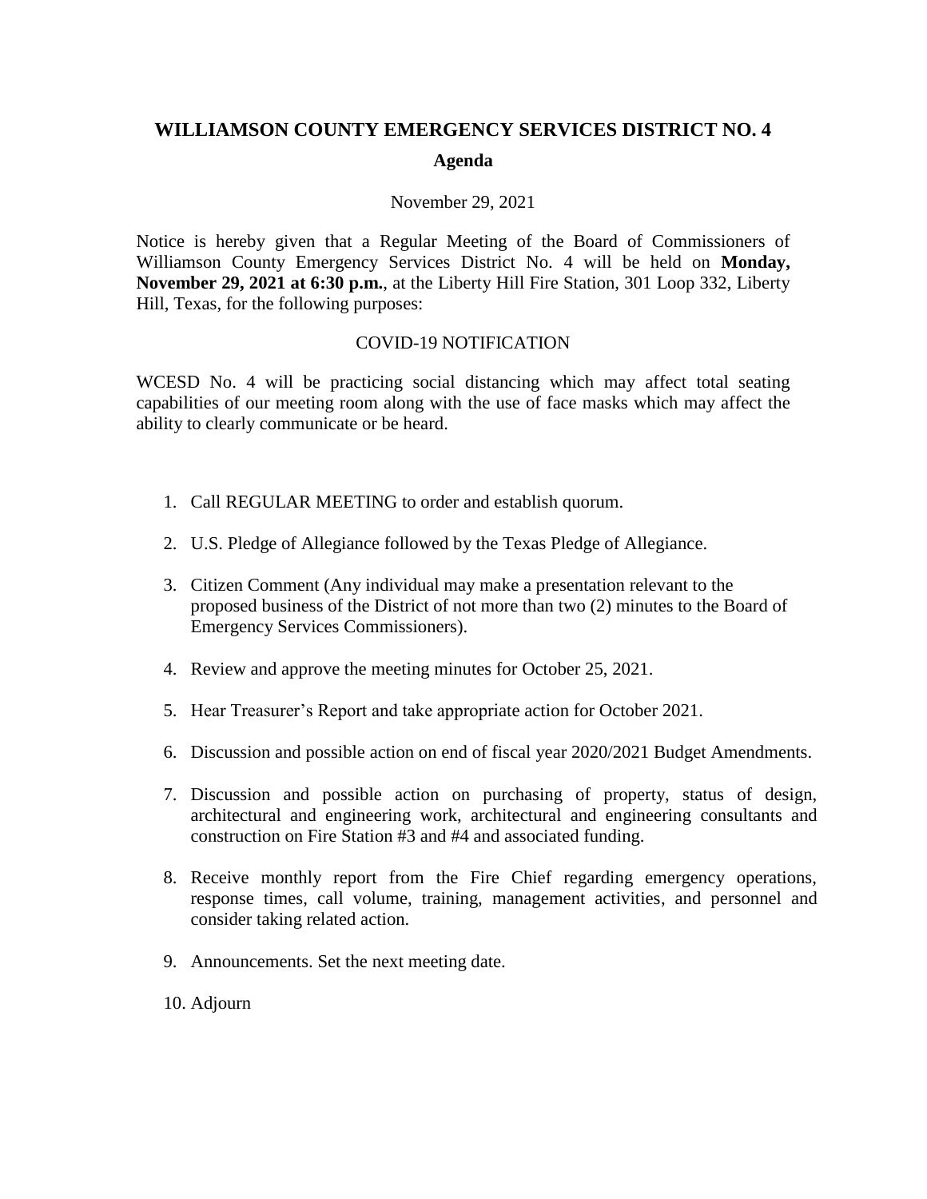# WILLIAMSON COUNTY EMERGENCY SERVICES DISTRICT NO. 4

## Agenda

November 29, 2021

Notice is hereby given that a Regular Meeting of the Board of Commissioners of Williamson County Emergency Services District No. 4 will be held on **Monday, November 29, 2021 at 6:30 p.m.**, at the Liberty Hill Fire Station, 301 Loop 332, Liberty Hill, Texas, for the following purposes:

COVID-19 NOTIFICATION

WCESD No. 4 will be practicing social distancing which may affect total seating capabilities of our meeting room along with the use of face masks which may affect the ability to clearly communicate or be heard.

1. Call REGULAR MEETING to order and establish quorum.
2. U.S. Pledge of Allegiance followed by the Texas Pledge of Allegiance.
3. Citizen Comment (Any individual may make a presentation relevant to the proposed business of the District of not more than two (2) minutes to the Board of Emergency Services Commissioners).
4. Review and approve the meeting minutes for October 25, 2021.
5. Hear Treasurer's Report and take appropriate action for October 2021.
6. Discussion and possible action on end of fiscal year 2020/2021 Budget Amendments.
7. Discussion and possible action on purchasing of property, status of design, architectural and engineering work, architectural and engineering consultants and construction on Fire Station #3 and #4 and associated funding.
8. Receive monthly report from the Fire Chief regarding emergency operations, response times, call volume, training, management activities, and personnel and consider taking related action.
9. Announcements. Set the next meeting date.
10. Adjourn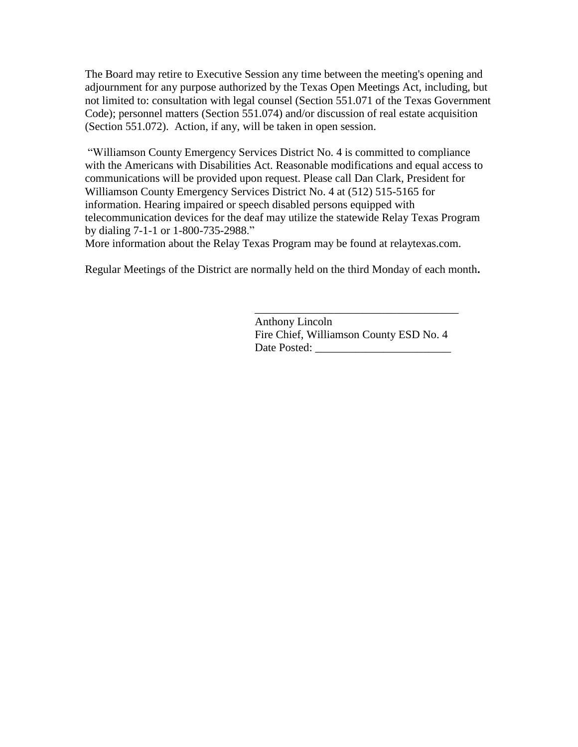The Board may retire to Executive Session any time between the meeting's opening and adjournment for any purpose authorized by the Texas Open Meetings Act, including, but not limited to: consultation with legal counsel (Section 551.071 of the Texas Government Code); personnel matters (Section 551.074) and/or discussion of real estate acquisition (Section 551.072). Action, if any, will be taken in open session.

"Williamson County Emergency Services District No. 4 is committed to compliance with the Americans with Disabilities Act. Reasonable modifications and equal access to communications will be provided upon request. Please call Dan Clark, President for Williamson County Emergency Services District No. 4 at (512) 515-5165 for information. Hearing impaired or speech disabled persons equipped with telecommunication devices for the deaf may utilize the statewide Relay Texas Program by dialing 7-1-1 or 1-800-735-2988."
More information about the Relay Texas Program may be found at relaytexas.com.

Regular Meetings of the District are normally held on the third Monday of each month**.**

\_\_\_\_\_\_\_\_\_\_\_\_\_\_\_\_\_\_\_\_\_\_\_\_\_\_\_\_\_\_\_\_\_\_\_\_\_
Anthony Lincoln
Fire Chief, Williamson County ESD No. 4
Date Posted: \_\_\_\_\_\_\_\_\_\_\_\_\_\_\_\_\_\_\_\_\_\_\_\_